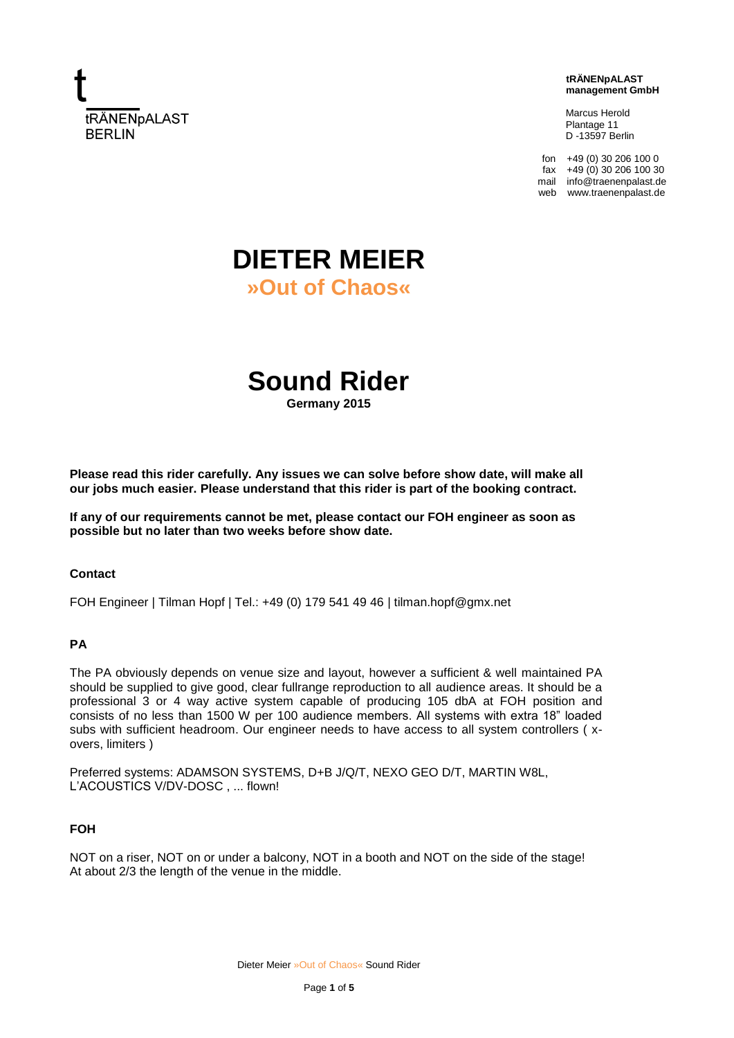t
tRÄNENpALAST
BERLIN

**tRÄNENpALAST**
**management GmbH**

Marcus Herold
Plantage 11
D -13597 Berlin

fon +49 (0) 30 206 100 0
fax +49 (0) 30 206 100 30
mail info@traenenpalast.de
web www.traenenpalast.de

# DIETER MEIER
## »Out of Chaos«

# Sound Rider
**Germany 2015**

**Please read this rider carefully. Any issues we can solve before show date, will make all our jobs much easier. Please understand that this rider is part of the booking contract.**

**If any of our requirements cannot be met, please contact our FOH engineer as soon as possible but no later than two weeks before show date.**

### Contact

FOH Engineer | Tilman Hopf | Tel.: +49 (0) 179 541 49 46 | tilman.hopf@gmx.net

### PA

The PA obviously depends on venue size and layout, however a sufficient & well maintained PA should be supplied to give good, clear fullrange reproduction to all audience areas. It should be a professional 3 or 4 way active system capable of producing 105 dbA at FOH position and consists of no less than 1500 W per 100 audience members. All systems with extra 18" loaded subs with sufficient headroom. Our engineer needs to have access to all system controllers ( x-overs, limiters )

Preferred systems: ADAMSON SYSTEMS, D+B J/Q/T, NEXO GEO D/T, MARTIN W8L, L'ACOUSTICS V/DV-DOSC , ... flown!

### FOH

NOT on a riser, NOT on or under a balcony, NOT in a booth and NOT on the side of the stage!
At about 2/3 the length of the venue in the middle.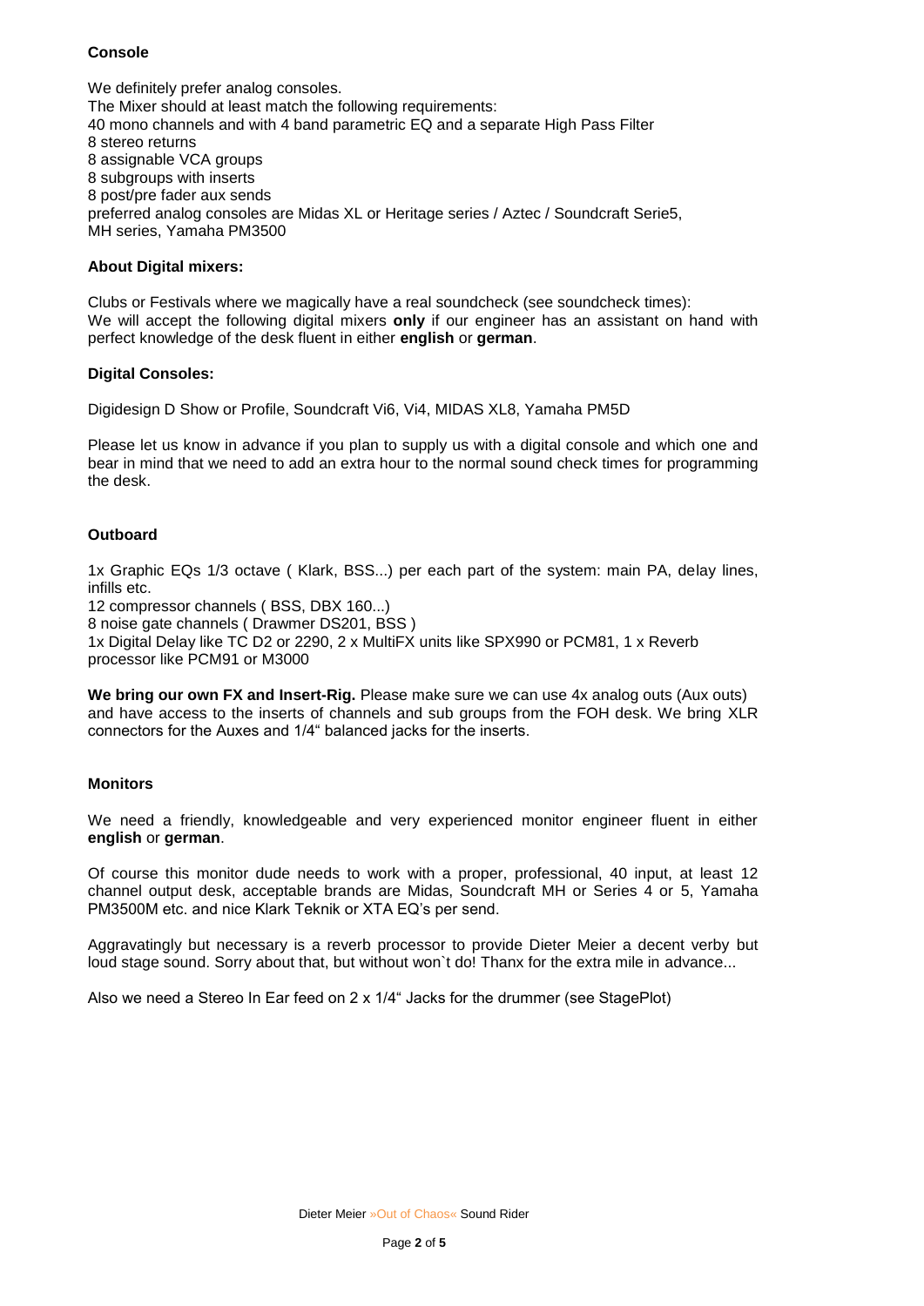**Console**

We definitely prefer analog consoles.
The Mixer should at least match the following requirements:
40 mono channels and with 4 band parametric EQ and a separate High Pass Filter
8 stereo returns
8 assignable VCA groups
8 subgroups with inserts
8 post/pre fader aux sends
preferred analog consoles are Midas XL or Heritage series / Aztec / Soundcraft Serie5, MH series, Yamaha PM3500

**About Digital mixers:**

Clubs or Festivals where we magically have a real soundcheck (see soundcheck times):
We will accept the following digital mixers **only** if our engineer has an assistant on hand with perfect knowledge of the desk fluent in either **english** or **german**.

**Digital Consoles:**

Digidesign D Show or Profile, Soundcraft Vi6, Vi4, MIDAS XL8, Yamaha PM5D

Please let us know in advance if you plan to supply us with a digital console and which one and bear in mind that we need to add an extra hour to the normal sound check times for programming the desk.

**Outboard**

1x Graphic EQs 1/3 octave ( Klark, BSS...) per each part of the system: main PA, delay lines, infills etc.
12 compressor channels ( BSS, DBX 160...)
8 noise gate channels ( Drawmer DS201, BSS )
1x Digital Delay like TC D2 or 2290, 2 x MultiFX units like SPX990 or PCM81, 1 x Reverb processor like PCM91 or M3000

**We bring our own FX and Insert-Rig.** Please make sure we can use 4x analog outs (Aux outs) and have access to the inserts of channels and sub groups from the FOH desk. We bring XLR connectors for the Auxes and 1/4" balanced jacks for the inserts.

**Monitors**

We need a friendly, knowledgeable and very experienced monitor engineer fluent in either **english** or **german**.

Of course this monitor dude needs to work with a proper, professional, 40 input, at least 12 channel output desk, acceptable brands are Midas, Soundcraft MH or Series 4 or 5, Yamaha PM3500M etc. and nice Klark Teknik or XTA EQ's per send.

Aggravatingly but necessary is a reverb processor to provide Dieter Meier a decent verby but loud stage sound. Sorry about that, but without won`t do! Thanx for the extra mile in advance...

Also we need a Stereo In Ear feed on 2 x 1/4" Jacks for the drummer (see StagePlot)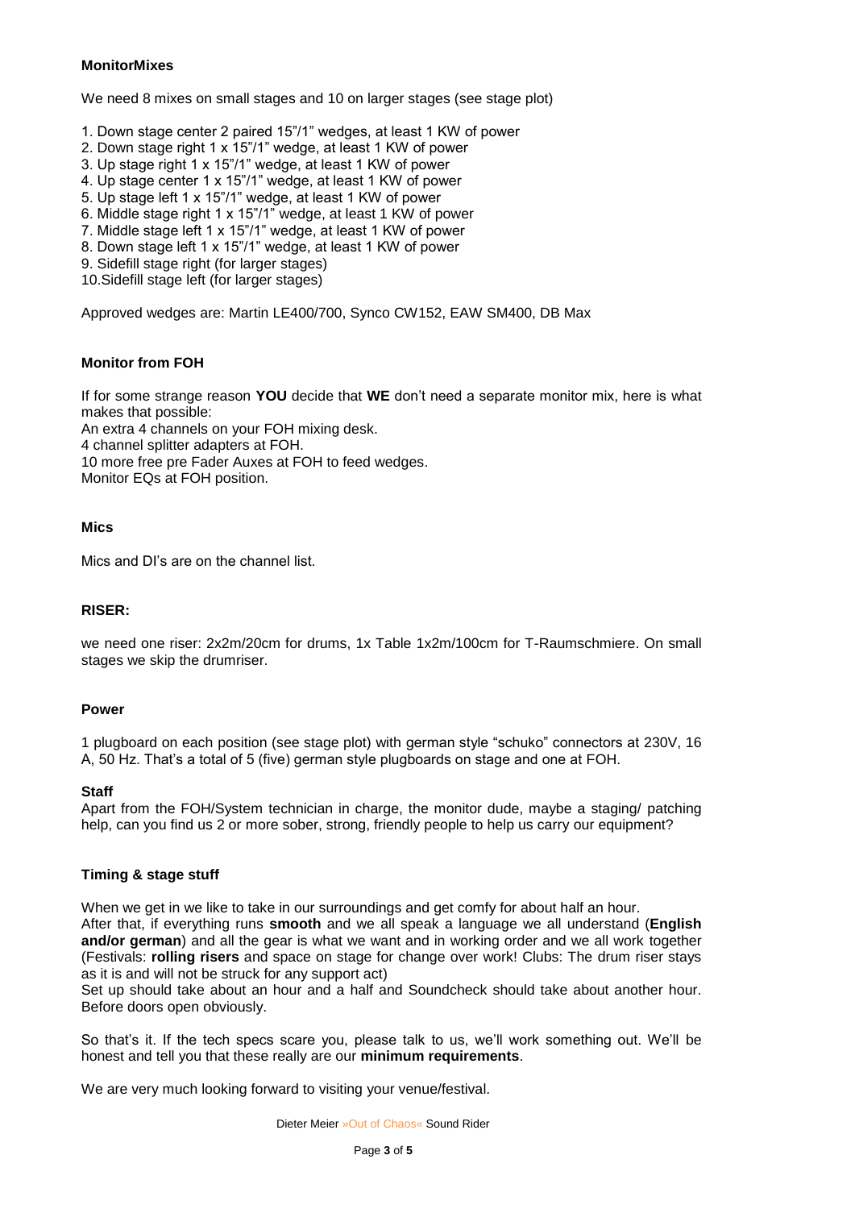## MonitorMixes

We need 8 mixes on small stages and 10 on larger stages (see stage plot)

1. Down stage center 2 paired 15"/1" wedges, at least 1 KW of power
2. Down stage right 1 x 15"/1" wedge, at least 1 KW of power
3. Up stage right 1 x 15"/1" wedge, at least 1 KW of power
4. Up stage center 1 x 15"/1" wedge, at least 1 KW of power
5. Up stage left 1 x 15"/1" wedge, at least 1 KW of power
6. Middle stage right 1 x 15"/1" wedge, at least 1 KW of power
7. Middle stage left 1 x 15"/1" wedge, at least 1 KW of power
8. Down stage left 1 x 15"/1" wedge, at least 1 KW of power
9. Sidefill stage right (for larger stages)
10. Sidefill stage left (for larger stages)

Approved wedges are: Martin LE400/700, Synco CW152, EAW SM400, DB Max

## Monitor from FOH

If for some strange reason **YOU** decide that **WE** don't need a separate monitor mix, here is what makes that possible:
An extra 4 channels on your FOH mixing desk.
4 channel splitter adapters at FOH.
10 more free pre Fader Auxes at FOH to feed wedges.
Monitor EQs at FOH position.

## Mics

Mics and DI's are on the channel list.

## RISER:

we need one riser: 2x2m/20cm for drums, 1x Table 1x2m/100cm for T-Raumschmiere. On small stages we skip the drumriser.

## Power

1 plugboard on each position (see stage plot) with german style "schuko" connectors at 230V, 16 A, 50 Hz. That's a total of 5 (five) german style plugboards on stage and one at FOH.

## Staff

Apart from the FOH/System technician in charge, the monitor dude, maybe a staging/ patching help, can you find us 2 or more sober, strong, friendly people to help us carry our equipment?

## Timing & stage stuff

When we get in we like to take in our surroundings and get comfy for about half an hour.
After that, if everything runs **smooth** and we all speak a language we all understand (**English and/or german**) and all the gear is what we want and in working order and we all work together (Festivals: **rolling risers** and space on stage for change over work! Clubs: The drum riser stays as it is and will not be struck for any support act)
Set up should take about an hour and a half and Soundcheck should take about another hour. Before doors open obviously.

So that's it. If the tech specs scare you, please talk to us, we'll work something out. We'll be honest and tell you that these really are our **minimum requirements**.

We are very much looking forward to visiting your venue/festival.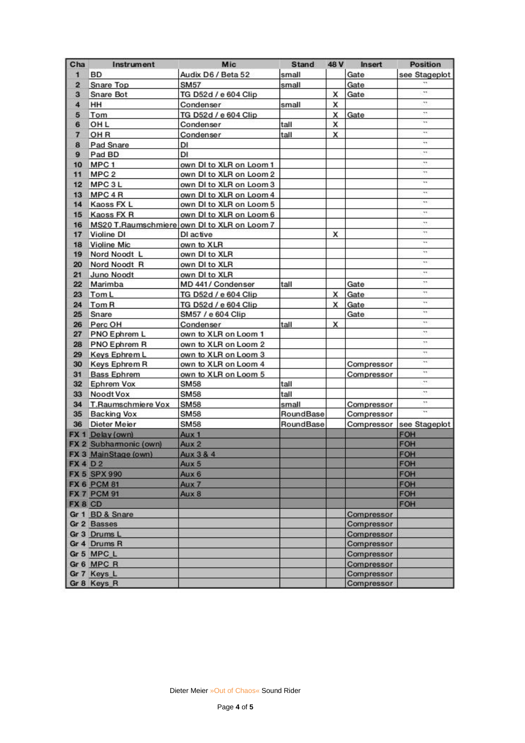| Cha | Instrument | Mic | Stand | 48 V | Insert | Position |
|---|---|---|---|---|---|---|
| 1 | BD | Audix D6 / Beta 52 | small | | Gate | see Stageplot |
| 2 | Snare Top | SM57 | small | | Gate | " |
| 3 | Snare Bot | TG D52d / e 604 Clip | | X | Gate | " |
| 4 | HH | Condenser | small | X | | " |
| 5 | Tom | TG D52d / e 604 Clip | | X | Gate | " |
| 6 | OH L | Condenser | tall | X | | " |
| 7 | OH R | Condenser | tall | X | | " |
| 8 | Pad Snare | DI | | | | " |
| 9 | Pad BD | DI | | | | " |
| 10 | MPC 1 | own DI to XLR on Loom 1 | | | | " |
| 11 | MPC 2 | own DI to XLR on Loom 2 | | | | " |
| 12 | MPC 3 L | own DI to XLR on Loom 3 | | | | " |
| 13 | MPC 4 R | own DI to XLR on Loom 4 | | | | " |
| 14 | Kaoss FX L | own DI to XLR on Loom 5 | | | | " |
| 15 | Kaoss FX R | own DI to XLR on Loom 6 | | | | " |
| 16 | MS20 T.Raumschmiere | own DI to XLR on Loom 7 | | | | " |
| 17 | Violine DI | DI active | | X | | " |
| 18 | Violine Mic | own to XLR | | | | " |
| 19 | Nord Noodt L | own DI to XLR | | | | " |
| 20 | Nord Noodt R | own DI to XLR | | | | " |
| 21 | Juno Noodt | own DI to XLR | | | | " |
| 22 | Marimba | MD 441 / Condenser | tall | | Gate | " |
| 23 | Tom L | TG D52d / e 604 Clip | | X | Gate | " |
| 24 | Tom R | TG D52d / e 604 Clip | | X | Gate | " |
| 25 | Snare | SM57 / e 604 Clip | | | Gate | " |
| 26 | Perc OH | Condenser | tall | X | | " |
| 27 | PNO Ephrem L | own to XLR on Loom 1 | | | | " |
| 28 | PNO Ephrem R | own to XLR on Loom 2 | | | | " |
| 29 | Keys Ephrem L | own to XLR on Loom 3 | | | | " |
| 30 | Keys Ephrem R | own to XLR on Loom 4 | | | Compressor | " |
| 31 | Bass Ephrem | own to XLR on Loom 5 | | | Compressor | " |
| 32 | Ephrem Vox | SM58 | tall | | | " |
| 33 | Noodt Vox | SM58 | tall | | | " |
| 34 | T.Raumschmiere Vox | SM58 | small | | Compressor | " |
| 35 | Backing Vox | SM58 | RoundBase | | Compressor | " |
| 36 | Dieter Meier | SM58 | RoundBase | | Compressor | see Stageplot |
| FX 1 | Delay (own) | Aux 1 | | | | FOH |
| FX 2 | Subharmonic (own) | Aux 2 | | | | FOH |
| FX 3 | MainStage (own) | Aux 3 & 4 | | | | FOH |
| FX 4 | D 2 | Aux 5 | | | | FOH |
| FX 5 | SPX 990 | Aux 6 | | | | FOH |
| FX 6 | PCM 81 | Aux 7 | | | | FOH |
| FX 7 | PCM 91 | Aux 8 | | | | FOH |
| FX 8 | CD | | | | | FOH |
| Gr 1 | BD & Snare | | | | Compressor | |
| Gr 2 | Basses | | | | Compressor | |
| Gr 3 | Drums L | | | | Compressor | |
| Gr 4 | Drums R | | | | Compressor | |
| Gr 5 | MPC_L | | | | Compressor | |
| Gr 6 | MPC_R | | | | Compressor | |
| Gr 7 | Keys_L | | | | Compressor | |
| Gr 8 | Keys_R | | | | Compressor | |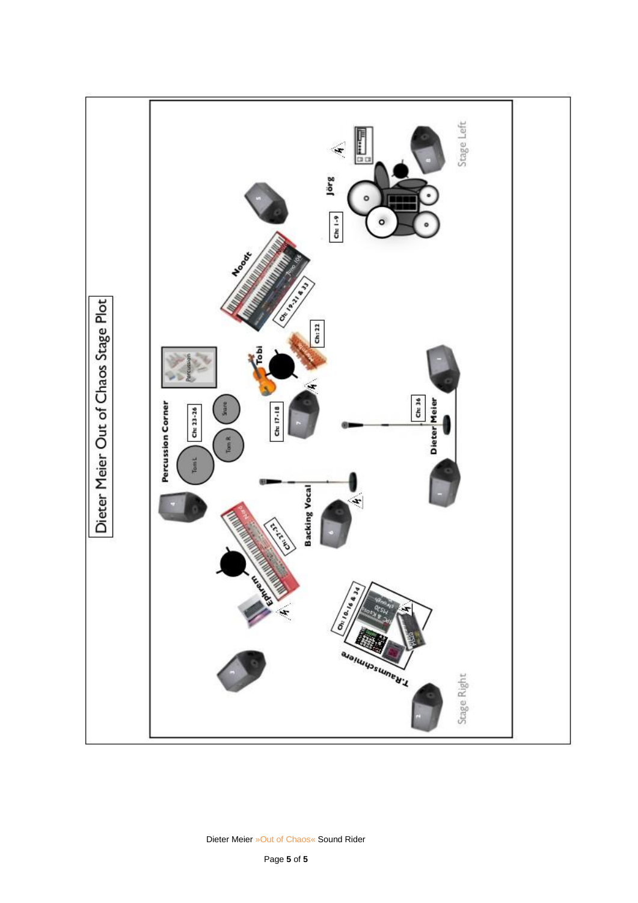# Dieter Meier Out of Chaos Stage Plot

Stage Left

Jörg

Ch: 1-9

Noodt

Juno 106

Ch: 19-21 & 33

Ch: 22

Tobi

Ch: 17-18

Percussion

Percussion Corner

Ch: 23-26

Snare

Tom R

Tom L

Ch: 36

Dieter Meier

Backing Vocal

Nord

Ch: 27-32

Ephrem

Ch: 10-16 & 34

T.Raumschmiere

Stage Right